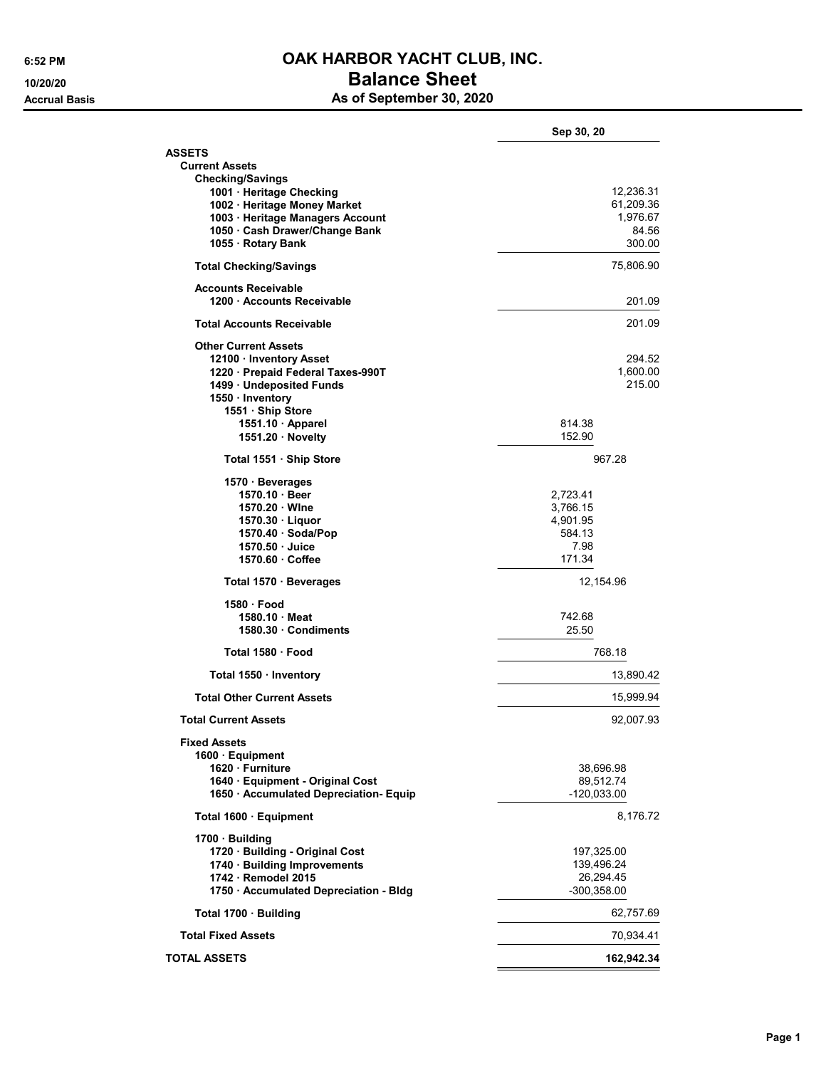# OAK HARBOR YACHT CLUB, INC.

## Balance Sheet

### As of September 30, 2020

6:52 PM
10/20/20
Accrual Basis

| | | Sep 30, 20 |
|---|---|---|
| **ASSETS** | | |
| **Current Assets** | | |
| **Checking/Savings** | | |
| **1001 · Heritage Checking** | | 12,236.31 |
| **1002 · Heritage Money Market** | | 61,209.36 |
| **1003 · Heritage Managers Account** | | 1,976.67 |
| **1050 · Cash Drawer/Change Bank** | | 84.56 |
| **1055 · Rotary Bank** | | 300.00 |
| **Total Checking/Savings** | | 75,806.90 |
| **Accounts Receivable** | | |
| **1200 · Accounts Receivable** | | 201.09 |
| **Total Accounts Receivable** | | 201.09 |
| **Other Current Assets** | | |
| **12100 · Inventory Asset** | | 294.52 |
| **1220 · Prepaid Federal Taxes-990T** | | 1,600.00 |
| **1499 · Undeposited Funds** | | 215.00 |
| **1550 · Inventory** | | |
| **1551 · Ship Store** | | |
| **1551.10 · Apparel** | 814.38 | |
| **1551.20 · Novelty** | 152.90 | |
| **Total 1551 · Ship Store** | 967.28 | |
| **1570 · Beverages** | | |
| **1570.10 · Beer** | 2,723.41 | |
| **1570.20 · WIne** | 3,766.15 | |
| **1570.30 · Liquor** | 4,901.95 | |
| **1570.40 · Soda/Pop** | 584.13 | |
| **1570.50 · Juice** | 7.98 | |
| **1570.60 · Coffee** | 171.34 | |
| **Total 1570 · Beverages** | 12,154.96 | |
| **1580 · Food** | | |
| **1580.10 · Meat** | 742.68 | |
| **1580.30 · Condiments** | 25.50 | |
| **Total 1580 · Food** | 768.18 | |
| **Total 1550 · Inventory** | | 13,890.42 |
| **Total Other Current Assets** | | 15,999.94 |
| **Total Current Assets** | | 92,007.93 |
| **Fixed Assets** | | |
| **1600 · Equipment** | | |
| **1620 · Furniture** | 38,696.98 | |
| **1640 · Equipment - Original Cost** | 89,512.74 | |
| **1650 · Accumulated Depreciation- Equip** | -120,033.00 | |
| **Total 1600 · Equipment** | | 8,176.72 |
| **1700 · Building** | | |
| **1720 · Building - Original Cost** | 197,325.00 | |
| **1740 · Building Improvements** | 139,496.24 | |
| **1742 · Remodel 2015** | 26,294.45 | |
| **1750 · Accumulated Depreciation - Bldg** | -300,358.00 | |
| **Total 1700 · Building** | | 62,757.69 |
| **Total Fixed Assets** | | 70,934.41 |
| **TOTAL ASSETS** | | **162,942.34** |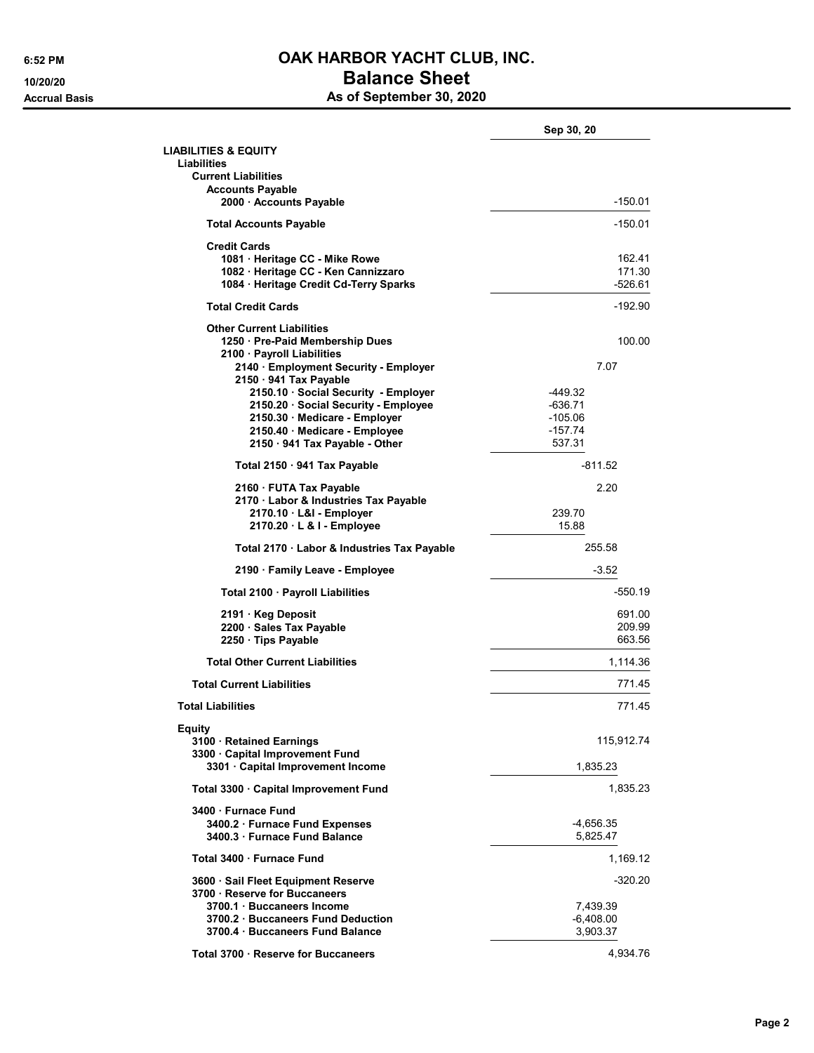# OAK HARBOR YACHT CLUB, INC.

## Balance Sheet

### As of September 30, 2020

Accrual Basis

| | | Sep 30, 20 |
|---|---|---|
| **LIABILITIES & EQUITY** | | |
| **Liabilities** | | |
| **Current Liabilities** | | |
| **Accounts Payable** | | |
| 2000 · Accounts Payable | | -150.01 |
| **Total Accounts Payable** | | -150.01 |
| **Credit Cards** | | |
| 1081 · Heritage CC - Mike Rowe | | 162.41 |
| 1082 · Heritage CC - Ken Cannizzaro | | 171.30 |
| 1084 · Heritage Credit Cd-Terry Sparks | | -526.61 |
| **Total Credit Cards** | | -192.90 |
| **Other Current Liabilities** | | |
| 1250 · Pre-Paid Membership Dues | | 100.00 |
| 2100 · Payroll Liabilities | | |
| 2140 · Employment Security - Employer | 7.07 | |
| 2150 · 941 Tax Payable | | |
| 2150.10 · Social Security - Employer | -449.32 | |
| 2150.20 · Social Security - Employee | -636.71 | |
| 2150.30 · Medicare - Employer | -105.06 | |
| 2150.40 · Medicare - Employee | -157.74 | |
| 2150 · 941 Tax Payable - Other | 537.31 | |
| Total 2150 · 941 Tax Payable | -811.52 | |
| 2160 · FUTA Tax Payable | 2.20 | |
| 2170 · Labor & Industries Tax Payable | | |
| 2170.10 · L&I - Employer | 239.70 | |
| 2170.20 · L & I - Employee | 15.88 | |
| Total 2170 · Labor & Industries Tax Payable | 255.58 | |
| 2190 · Family Leave - Employee | -3.52 | |
| Total 2100 · Payroll Liabilities | | -550.19 |
| 2191 · Keg Deposit | | 691.00 |
| 2200 · Sales Tax Payable | | 209.99 |
| 2250 · Tips Payable | | 663.56 |
| **Total Other Current Liabilities** | | 1,114.36 |
| **Total Current Liabilities** | | 771.45 |
| **Total Liabilities** | | 771.45 |
| **Equity** | | |
| 3100 · Retained Earnings | | 115,912.74 |
| 3300 · Capital Improvement Fund | | |
| 3301 · Capital Improvement Income | 1,835.23 | |
| Total 3300 · Capital Improvement Fund | | 1,835.23 |
| 3400 · Furnace Fund | | |
| 3400.2 · Furnace Fund Expenses | -4,656.35 | |
| 3400.3 · Furnace Fund Balance | 5,825.47 | |
| Total 3400 · Furnace Fund | | 1,169.12 |
| 3600 · Sail Fleet Equipment Reserve | | -320.20 |
| 3700 · Reserve for Buccaneers | | |
| 3700.1 · Buccaneers Income | 7,439.39 | |
| 3700.2 · Buccaneers Fund Deduction | -6,408.00 | |
| 3700.4 · Buccaneers Fund Balance | 3,903.37 | |
| Total 3700 · Reserve for Buccaneers | | 4,934.76 |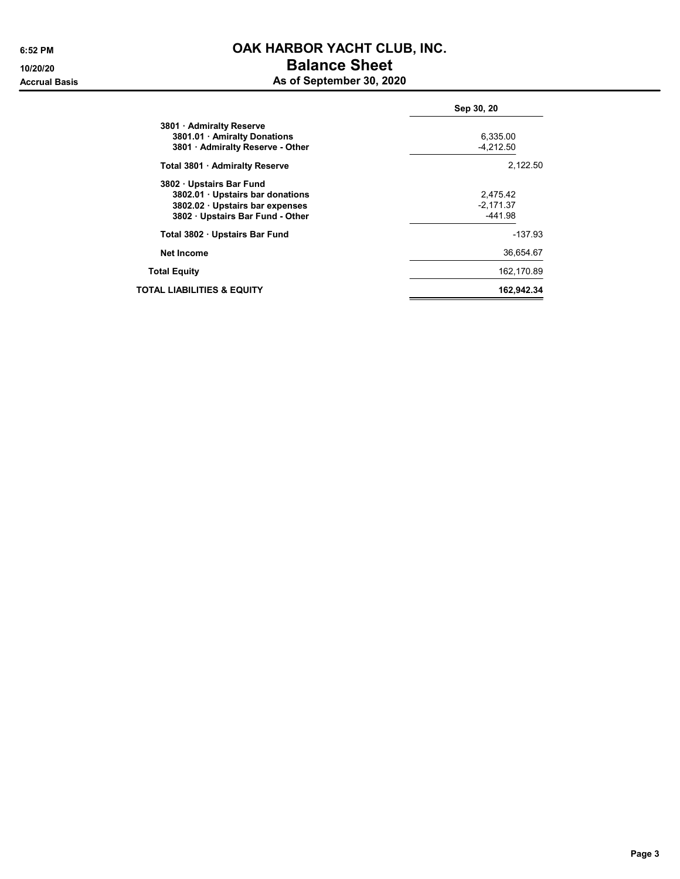# OAK HARBOR YACHT CLUB, INC.
## Balance Sheet
### As of September 30, 2020

6:52 PM
10/20/20
Accrual Basis

| | Sep 30, 20 | |
|---|---|---|
| 3801 · Admiralty Reserve | | |
| 3801.01 · Amiralty Donations | 6,335.00 | |
| 3801 · Admiralty Reserve - Other | -4,212.50 | |
| Total 3801 · Admiralty Reserve | | 2,122.50 |
| 3802 · Upstairs Bar Fund | | |
| 3802.01 · Upstairs bar donations | 2,475.42 | |
| 3802.02 · Upstairs bar expenses | -2,171.37 | |
| 3802 · Upstairs Bar Fund - Other | -441.98 | |
| Total 3802 · Upstairs Bar Fund | | -137.93 |
| Net Income | | 36,654.67 |
| Total Equity | | 162,170.89 |
| **TOTAL LIABILITIES & EQUITY** | | **162,942.34** |